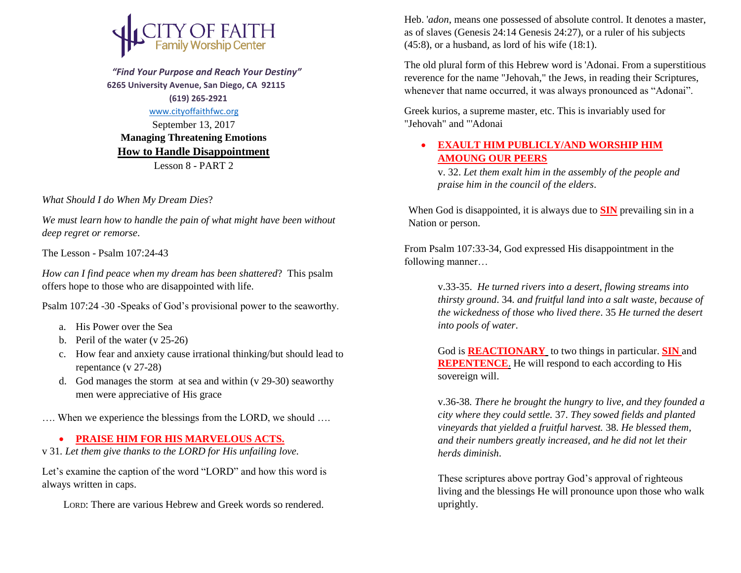**CITY OF FAITH**
Family Worship Center

*"Find Your Purpose and Reach Your Destiny"*
6265 University Avenue, San Diego, CA 92115
(619) 265-2921
www.cityoffaithfwc.org

September 13, 2017

**Managing Threatening Emotions**

## How to Handle Disappointment

Lesson 8 - PART 2

*What Should I do When My Dream Dies*?

*We must learn how to handle the pain of what might have been without deep regret or remorse*.

The Lesson - Psalm 107:24-43

*How can I find peace when my dream has been shattered*? This psalm offers hope to those who are disappointed with life.

Psalm 107:24 -30 -Speaks of God's provisional power to the seaworthy.

a. His Power over the Sea
b. Peril of the water (v 25-26)
c. How fear and anxiety cause irrational thinking/but should lead to repentance (v 27-28)
d. God manages the storm at sea and within (v 29-30) seaworthy men were appreciative of His grace

…. When we experience the blessings from the LORD, we should ….

- **PRAISE HIM FOR HIS MARVELOUS ACTS.**

v 31. *Let them give thanks to the LORD for His unfailing love*.

Let's examine the caption of the word "LORD" and how this word is always written in caps.

LORD: There are various Hebrew and Greek words so rendered.

Heb. '*adon*, means one possessed of absolute control. It denotes a master, as of slaves (Genesis 24:14 Genesis 24:27), or a ruler of his subjects (45:8), or a husband, as lord of his wife (18:1).

The old plural form of this Hebrew word is 'Adonai. From a superstitious reverence for the name "Jehovah," the Jews, in reading their Scriptures, whenever that name occurred, it was always pronounced as "Adonai".

Greek kurios, a supreme master, etc. This is invariably used for "Jehovah" and "'Adonai

- **EXAULT HIM PUBLICLY/AND WORSHIP HIM AMOUNG OUR PEERS**

  v. 32. *Let them exalt him in the assembly of the people and praise him in the council of the elders*.

When God is disappointed, it is always due to **SIN** prevailing sin in a Nation or person.

From Psalm 107:33-34, God expressed His disappointment in the following manner…

v.33-35. *He turned rivers into a desert, flowing streams into thirsty ground*. 34. *and fruitful land into a salt waste, because of the wickedness of those who lived there*. 35 *He turned the desert into pools of water*.

God is **REACTIONARY** to two things in particular. **SIN** and **REPENTENCE**. He will respond to each according to His sovereign will.

v.36-38. *There he brought the hungry to live, and they founded a city where they could settle.* 37. *They sowed fields and planted vineyards that yielded a fruitful harvest.* 38. *He blessed them, and their numbers greatly increased, and he did not let their herds diminish*.

These scriptures above portray God's approval of righteous living and the blessings He will pronounce upon those who walk uprightly.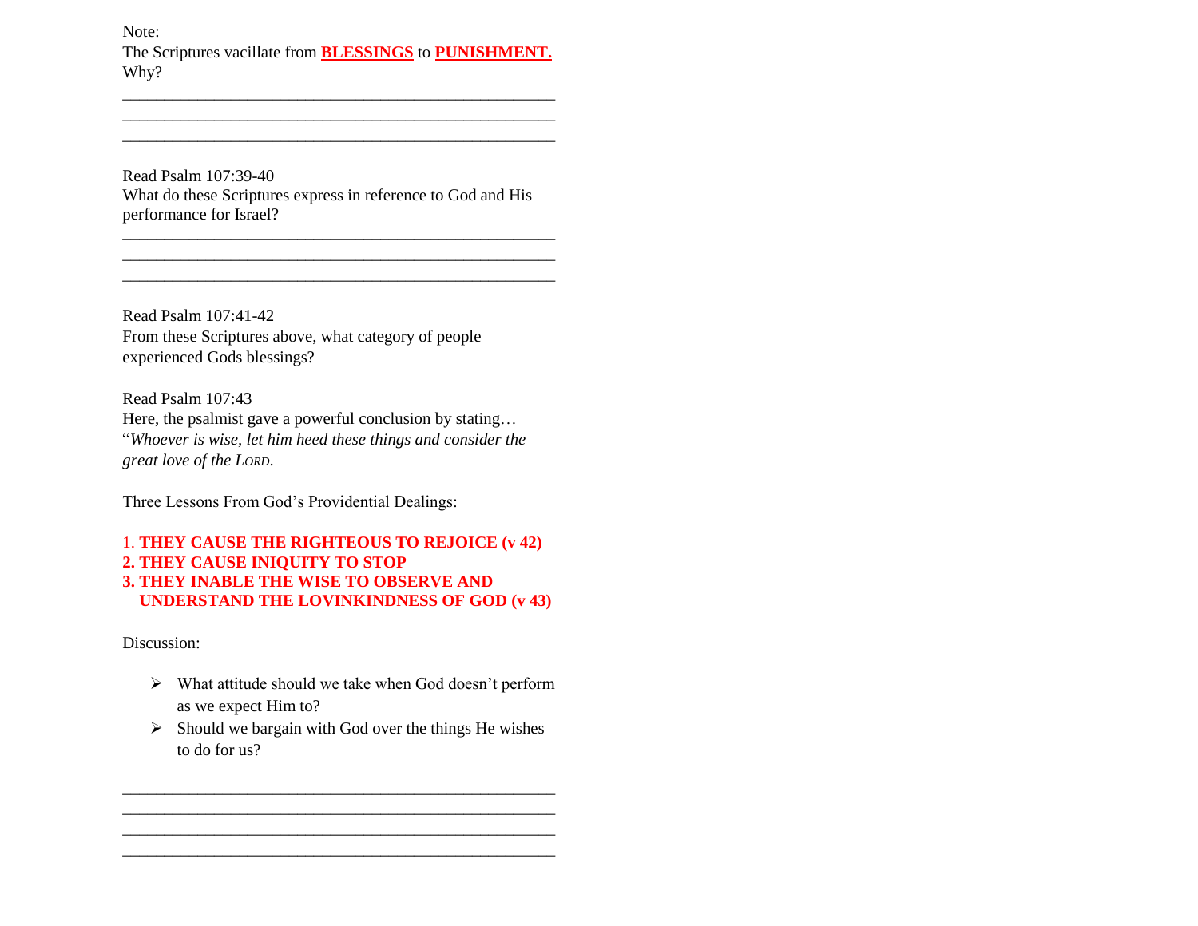Note:
The Scriptures vacillate from **BLESSINGS** to **PUNISHMENT.**
Why?

____________________________________________________
____________________________________________________
____________________________________________________

Read Psalm 107:39-40
What do these Scriptures express in reference to God and His performance for Israel?

____________________________________________________
____________________________________________________
____________________________________________________

Read Psalm 107:41-42
From these Scriptures above, what category of people experienced Gods blessings?

Read Psalm 107:43
Here, the psalmist gave a powerful conclusion by stating…
"*Whoever is wise, let him heed these things and consider the great love of the LORD.*

Three Lessons From God's Providential Dealings:

1. **THEY CAUSE THE RIGHTEOUS TO REJOICE (v 42)**
2. **THEY CAUSE INIQUITY TO STOP**
3. **THEY INABLE THE WISE TO OBSERVE AND UNDERSTAND THE LOVINKINDNESS OF GOD (v 43)**

Discussion:

- What attitude should we take when God doesn't perform as we expect Him to?
- Should we bargain with God over the things He wishes to do for us?

____________________________________________________
____________________________________________________
____________________________________________________
____________________________________________________